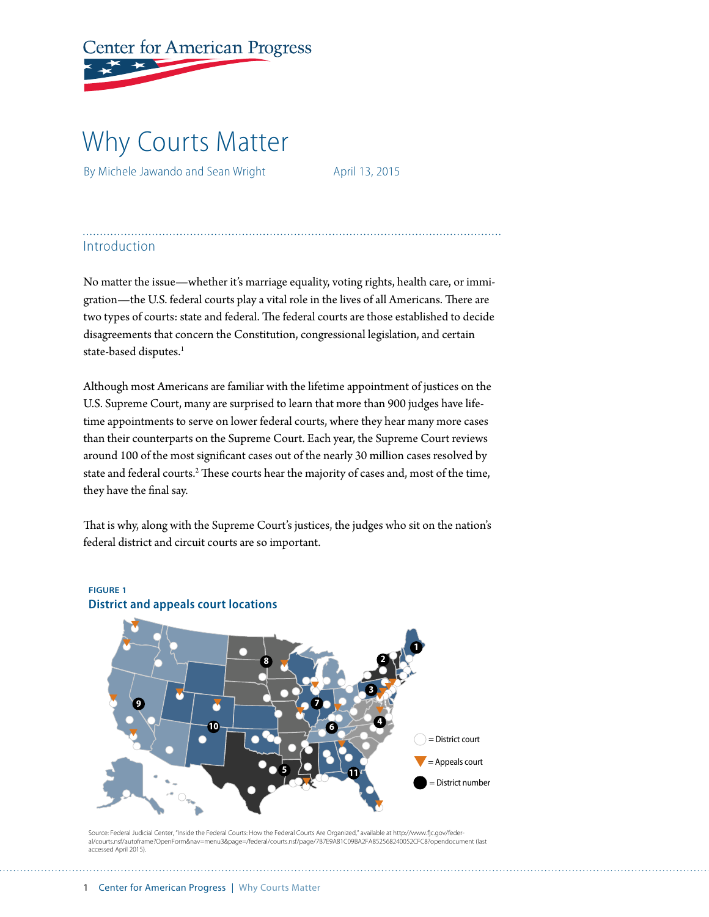Center for American Progress

# Why Courts Matter

By Michele Jawando and Sean Wright

April 13, 2015

## Introduction

No matter the issue—whether it's marriage equality, voting rights, health care, or immigration—the U.S. federal courts play a vital role in the lives of all Americans. There are two types of courts: state and federal. The federal courts are those established to decide disagreements that concern the Constitution, congressional legislation, and certain state-based disputes.[1]

Although most Americans are familiar with the lifetime appointment of justices on the U.S. Supreme Court, many are surprised to learn that more than 900 judges have lifetime appointments to serve on lower federal courts, where they hear many more cases than their counterparts on the Supreme Court. Each year, the Supreme Court reviews around 100 of the most significant cases out of the nearly 30 million cases resolved by state and federal courts.[2] These courts hear the majority of cases and, most of the time, they have the final say.

That is why, along with the Supreme Court's justices, the judges who sit on the nation's federal district and circuit courts are so important.

**FIGURE 1**

**District and appeals court locations**

= District court

= Appeals court

= District number

Source: Federal Judicial Center, "Inside the Federal Courts: How the Federal Courts Are Organized," available at http://www.fjc.gov/federal/courts.nsf/autoframe?OpenForm&nav=menu3&page=/federal/courts.nsf/page/7B7E9A81C09BA2FA852568240052CFC8?opendocument (last accessed April 2015).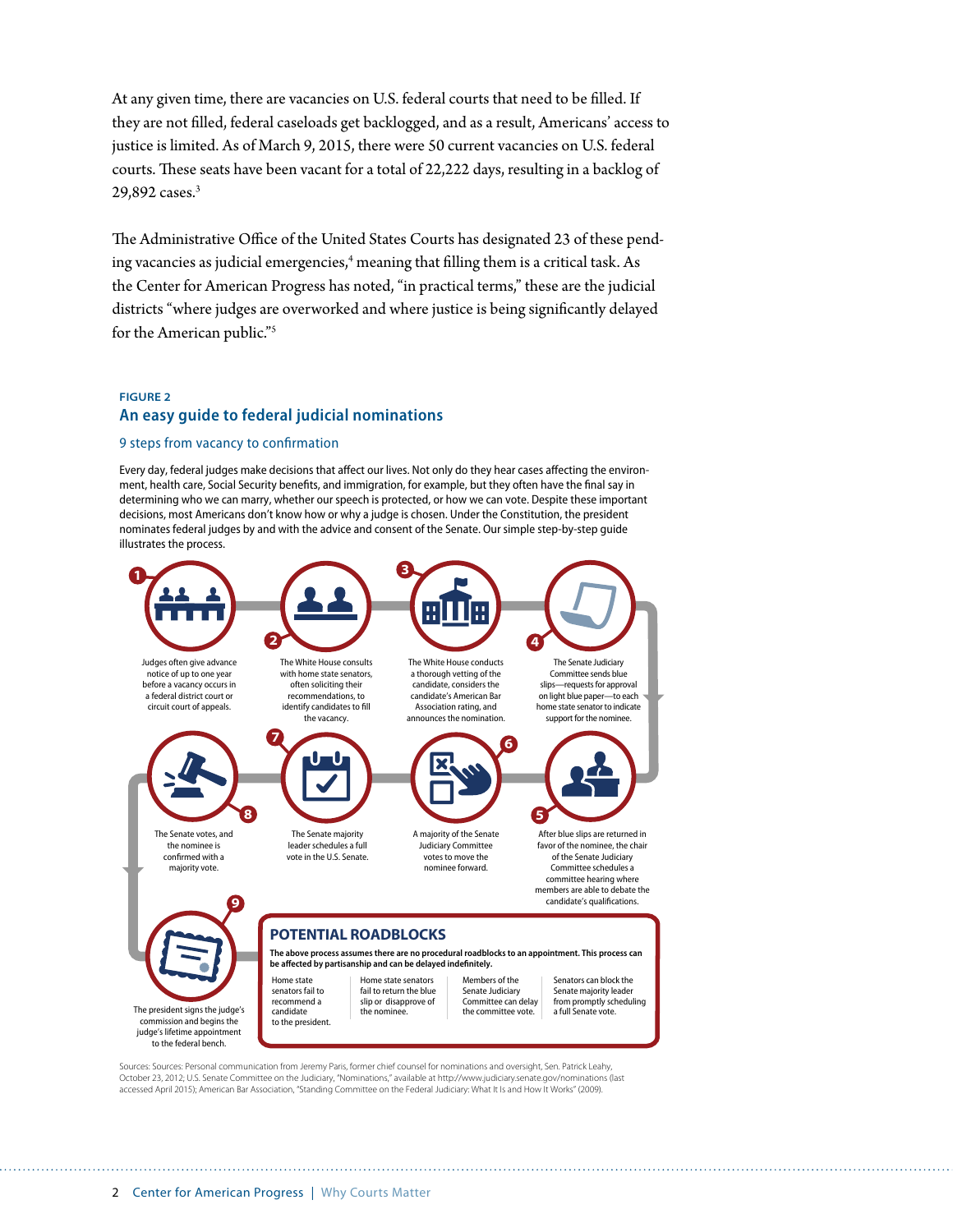At any given time, there are vacancies on U.S. federal courts that need to be filled. If they are not filled, federal caseloads get backlogged, and as a result, Americans' access to justice is limited. As of March 9, 2015, there were 50 current vacancies on U.S. federal courts. These seats have been vacant for a total of 22,222 days, resulting in a backlog of 29,892 cases.[3]

The Administrative Office of the United States Courts has designated 23 of these pending vacancies as judicial emergencies,[4] meaning that filling them is a critical task. As the Center for American Progress has noted, "in practical terms," these are the judicial districts "where judges are overworked and where justice is being significantly delayed for the American public."[5]

FIGURE 2

## An easy guide to federal judicial nominations

### 9 steps from vacancy to confirmation

Every day, federal judges make decisions that affect our lives. Not only do they hear cases affecting the environment, health care, Social Security benefits, and immigration, for example, but they often have the final say in determining who we can marry, whether our speech is protected, or how we can vote. Despite these important decisions, most Americans don't know how or why a judge is chosen. Under the Constitution, the president nominates federal judges by and with the advice and consent of the Senate. Our simple step-by-step guide illustrates the process.

1. Judges often give advance notice of up to one year before a vacancy occurs in a federal district court or circuit court of appeals.
2. The White House consults with home state senators, often soliciting their recommendations, to identify candidates to fill the vacancy.
3. The White House conducts a thorough vetting of the candidate, considers the candidate's American Bar Association rating, and announces the nomination.
4. The Senate Judiciary Committee sends blue slips—requests for approval on light blue paper—to each home state senator to indicate support for the nominee.
5. After blue slips are returned in favor of the nominee, the chair of the Senate Judiciary Committee schedules a committee hearing where members are able to debate the candidate's qualifications.
6. A majority of the Senate Judiciary Committee votes to move the nominee forward.
7. The Senate majority leader schedules a full vote in the U.S. Senate.
8. The Senate votes, and the nominee is confirmed with a majority vote.
9. The president signs the judge's commission and begins the judge's lifetime appointment to the federal bench.

**POTENTIAL ROADBLOCKS**

**The above process assumes there are no procedural roadblocks to an appointment. This process can be affected by partisanship and can be delayed indefinitely.**

- Home state senators fail to recommend a candidate to the president.
- Home state senators fail to return the blue slip or disapprove of the nominee.
- Members of the Senate Judiciary Committee can delay the committee vote.
- Senators can block the Senate majority leader from promptly scheduling a full Senate vote.

Sources: Sources: Personal communication from Jeremy Paris, former chief counsel for nominations and oversight, Sen. Patrick Leahy, October 23, 2012; U.S. Senate Committee on the Judiciary, "Nominations," available at http://www.judiciary.senate.gov/nominations (last accessed April 2015); American Bar Association, "Standing Committee on the Federal Judiciary: What It Is and How It Works" (2009).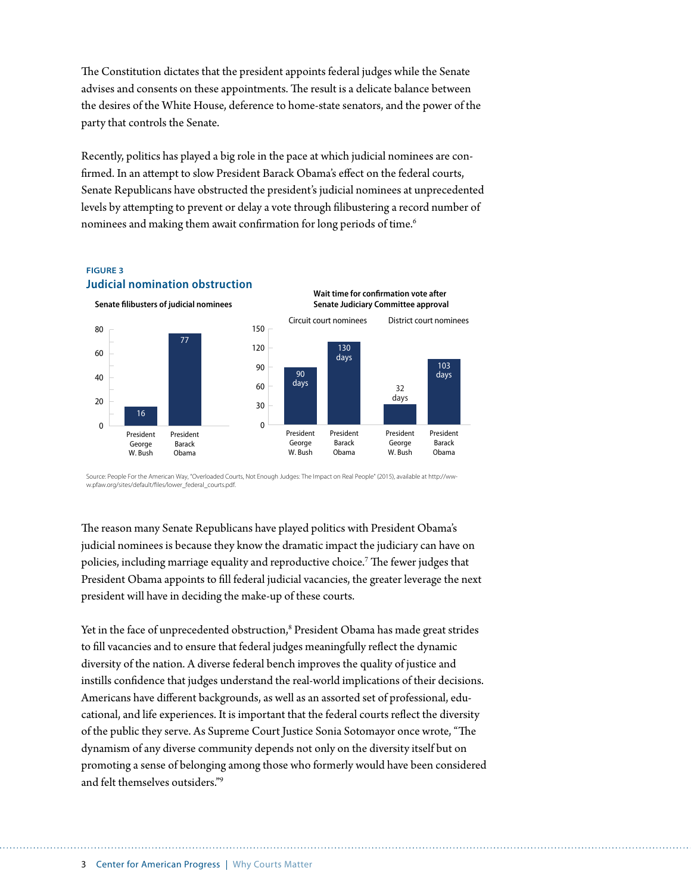The Constitution dictates that the president appoints federal judges while the Senate advises and consents on these appointments. The result is a delicate balance between the desires of the White House, deference to home-state senators, and the power of the party that controls the Senate.

Recently, politics has played a big role in the pace at which judicial nominees are confirmed. In an attempt to slow President Barack Obama's effect on the federal courts, Senate Republicans have obstructed the president's judicial nominees at unprecedented levels by attempting to prevent or delay a vote through filibustering a record number of nominees and making them await confirmation for long periods of time.[6]

**FIGURE 3**

**Judicial nomination obstruction**

**Senate filibusters of judicial nominees**

| | President George W. Bush | President Barack Obama |
|---|---|---|
| Filibusters | 16 | 77 |

**Wait time for confirmation vote after Senate Judiciary Committee approval**

| | Circuit court nominees | | District court nominees | |
|---|---|---|---|---|
| | President George W. Bush | President Barack Obama | President George W. Bush | President Barack Obama |
| Wait time | 90 days | 130 days | 32 days | 103 days |

Source: People For the American Way, "Overloaded Courts, Not Enough Judges: The Impact on Real People" (2015), available at http://www.pfaw.org/sites/default/files/lower_federal_courts.pdf.

The reason many Senate Republicans have played politics with President Obama's judicial nominees is because they know the dramatic impact the judiciary can have on policies, including marriage equality and reproductive choice.[7] The fewer judges that President Obama appoints to fill federal judicial vacancies, the greater leverage the next president will have in deciding the make-up of these courts.

Yet in the face of unprecedented obstruction,[8] President Obama has made great strides to fill vacancies and to ensure that federal judges meaningfully reflect the dynamic diversity of the nation. A diverse federal bench improves the quality of justice and instills confidence that judges understand the real-world implications of their decisions. Americans have different backgrounds, as well as an assorted set of professional, educational, and life experiences. It is important that the federal courts reflect the diversity of the public they serve. As Supreme Court Justice Sonia Sotomayor once wrote, "The dynamism of any diverse community depends not only on the diversity itself but on promoting a sense of belonging among those who formerly would have been considered and felt themselves outsiders."[9]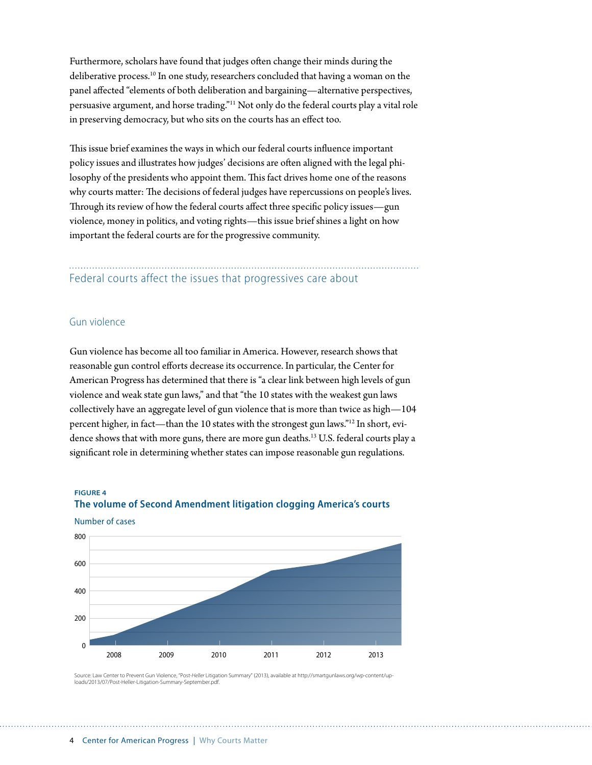Furthermore, scholars have found that judges often change their minds during the deliberative process.[10] In one study, researchers concluded that having a woman on the panel affected "elements of both deliberation and bargaining—alternative perspectives, persuasive argument, and horse trading."[11] Not only do the federal courts play a vital role in preserving democracy, but who sits on the courts has an effect too.

This issue brief examines the ways in which our federal courts influence important policy issues and illustrates how judges' decisions are often aligned with the legal philosophy of the presidents who appoint them. This fact drives home one of the reasons why courts matter: The decisions of federal judges have repercussions on people's lives. Through its review of how the federal courts affect three specific policy issues—gun violence, money in politics, and voting rights—this issue brief shines a light on how important the federal courts are for the progressive community.

## Federal courts affect the issues that progressives care about

### Gun violence

Gun violence has become all too familiar in America. However, research shows that reasonable gun control efforts decrease its occurrence. In particular, the Center for American Progress has determined that there is "a clear link between high levels of gun violence and weak state gun laws," and that "the 10 states with the weakest gun laws collectively have an aggregate level of gun violence that is more than twice as high—104 percent higher, in fact—than the 10 states with the strongest gun laws."[12] In short, evidence shows that with more guns, there are more gun deaths.[13] U.S. federal courts play a significant role in determining whether states can impose reasonable gun regulations.

**FIGURE 4**

**The volume of Second Amendment litigation clogging America's courts**

Number of cases

Source: Law Center to Prevent Gun Violence, "Post-*Heller* Litigation Summary" (2013), available at http://smartgunlaws.org/wp-content/uploads/2013/07/Post-Heller-Litigation-Summary-September.pdf.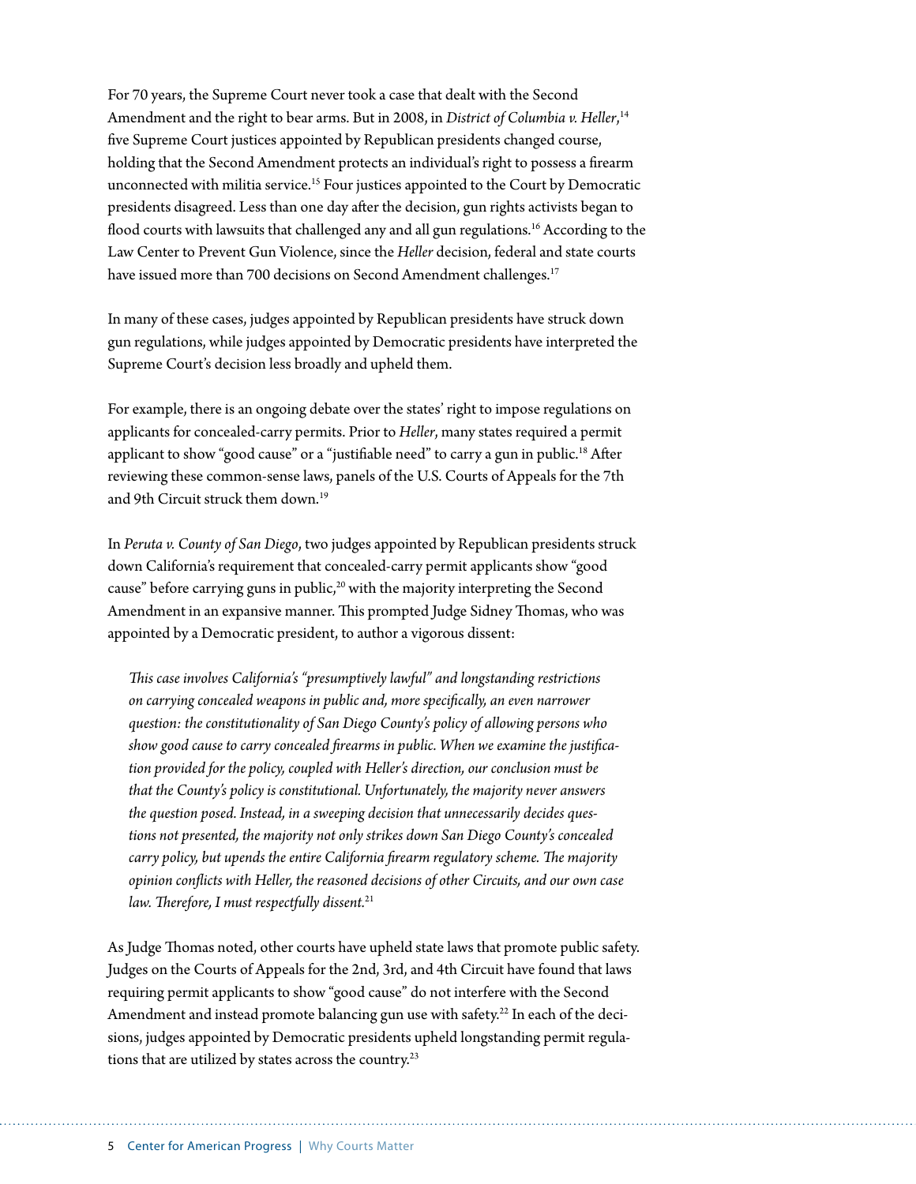For 70 years, the Supreme Court never took a case that dealt with the Second Amendment and the right to bear arms. But in 2008, in *District of Columbia v. Heller*,[14] five Supreme Court justices appointed by Republican presidents changed course, holding that the Second Amendment protects an individual's right to possess a firearm unconnected with militia service.[15] Four justices appointed to the Court by Democratic presidents disagreed. Less than one day after the decision, gun rights activists began to flood courts with lawsuits that challenged any and all gun regulations.[16] According to the Law Center to Prevent Gun Violence, since the *Heller* decision, federal and state courts have issued more than 700 decisions on Second Amendment challenges.[17]

In many of these cases, judges appointed by Republican presidents have struck down gun regulations, while judges appointed by Democratic presidents have interpreted the Supreme Court's decision less broadly and upheld them.

For example, there is an ongoing debate over the states' right to impose regulations on applicants for concealed-carry permits. Prior to *Heller*, many states required a permit applicant to show "good cause" or a "justifiable need" to carry a gun in public.[18] After reviewing these common-sense laws, panels of the U.S. Courts of Appeals for the 7th and 9th Circuit struck them down.[19]

In *Peruta v. County of San Diego*, two judges appointed by Republican presidents struck down California's requirement that concealed-carry permit applicants show "good cause" before carrying guns in public,[20] with the majority interpreting the Second Amendment in an expansive manner. This prompted Judge Sidney Thomas, who was appointed by a Democratic president, to author a vigorous dissent:

> *This case involves California's "presumptively lawful" and longstanding restrictions on carrying concealed weapons in public and, more specifically, an even narrower question: the constitutionality of San Diego County's policy of allowing persons who show good cause to carry concealed firearms in public. When we examine the justification provided for the policy, coupled with Heller's direction, our conclusion must be that the County's policy is constitutional. Unfortunately, the majority never answers the question posed. Instead, in a sweeping decision that unnecessarily decides questions not presented, the majority not only strikes down San Diego County's concealed carry policy, but upends the entire California firearm regulatory scheme. The majority opinion conflicts with Heller, the reasoned decisions of other Circuits, and our own case law. Therefore, I must respectfully dissent.*[21]

As Judge Thomas noted, other courts have upheld state laws that promote public safety. Judges on the Courts of Appeals for the 2nd, 3rd, and 4th Circuit have found that laws requiring permit applicants to show "good cause" do not interfere with the Second Amendment and instead promote balancing gun use with safety.[22] In each of the decisions, judges appointed by Democratic presidents upheld longstanding permit regulations that are utilized by states across the country.[23]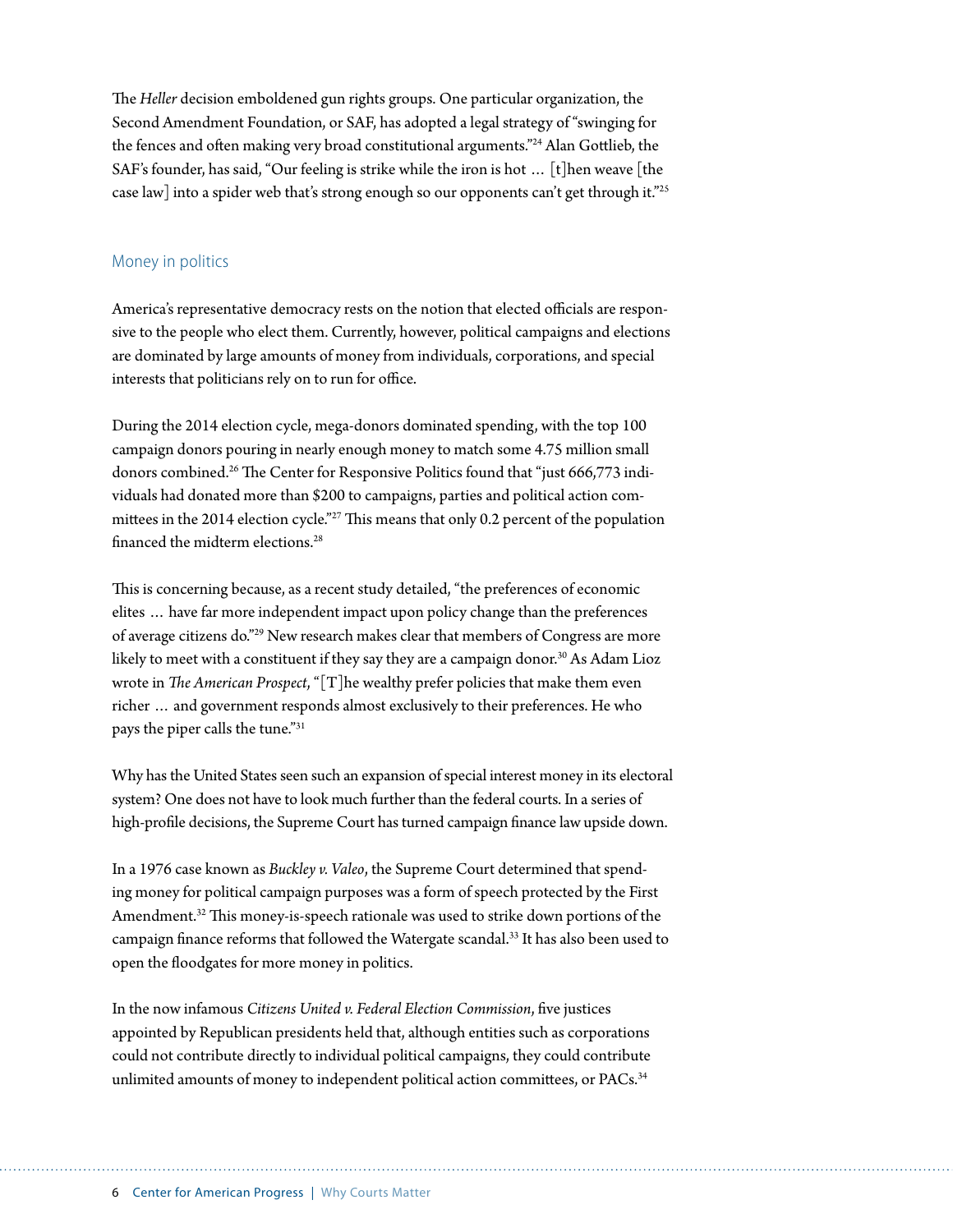The *Heller* decision emboldened gun rights groups. One particular organization, the Second Amendment Foundation, or SAF, has adopted a legal strategy of "swinging for the fences and often making very broad constitutional arguments."[24] Alan Gottlieb, the SAF's founder, has said, "Our feeling is strike while the iron is hot … [t]hen weave [the case law] into a spider web that's strong enough so our opponents can't get through it."[25]

## Money in politics

America's representative democracy rests on the notion that elected officials are responsive to the people who elect them. Currently, however, political campaigns and elections are dominated by large amounts of money from individuals, corporations, and special interests that politicians rely on to run for office.

During the 2014 election cycle, mega-donors dominated spending, with the top 100 campaign donors pouring in nearly enough money to match some 4.75 million small donors combined.[26] The Center for Responsive Politics found that "just 666,773 individuals had donated more than $200 to campaigns, parties and political action committees in the 2014 election cycle."[27] This means that only 0.2 percent of the population financed the midterm elections.[28]

This is concerning because, as a recent study detailed, "the preferences of economic elites … have far more independent impact upon policy change than the preferences of average citizens do."[29] New research makes clear that members of Congress are more likely to meet with a constituent if they say they are a campaign donor.[30] As Adam Lioz wrote in *The American Prospect*, "[T]he wealthy prefer policies that make them even richer … and government responds almost exclusively to their preferences. He who pays the piper calls the tune."[31]

Why has the United States seen such an expansion of special interest money in its electoral system? One does not have to look much further than the federal courts. In a series of high-profile decisions, the Supreme Court has turned campaign finance law upside down.

In a 1976 case known as *Buckley v. Valeo*, the Supreme Court determined that spending money for political campaign purposes was a form of speech protected by the First Amendment.[32] This money-is-speech rationale was used to strike down portions of the campaign finance reforms that followed the Watergate scandal.[33] It has also been used to open the floodgates for more money in politics.

In the now infamous *Citizens United v. Federal Election Commission*, five justices appointed by Republican presidents held that, although entities such as corporations could not contribute directly to individual political campaigns, they could contribute unlimited amounts of money to independent political action committees, or PACs.[34]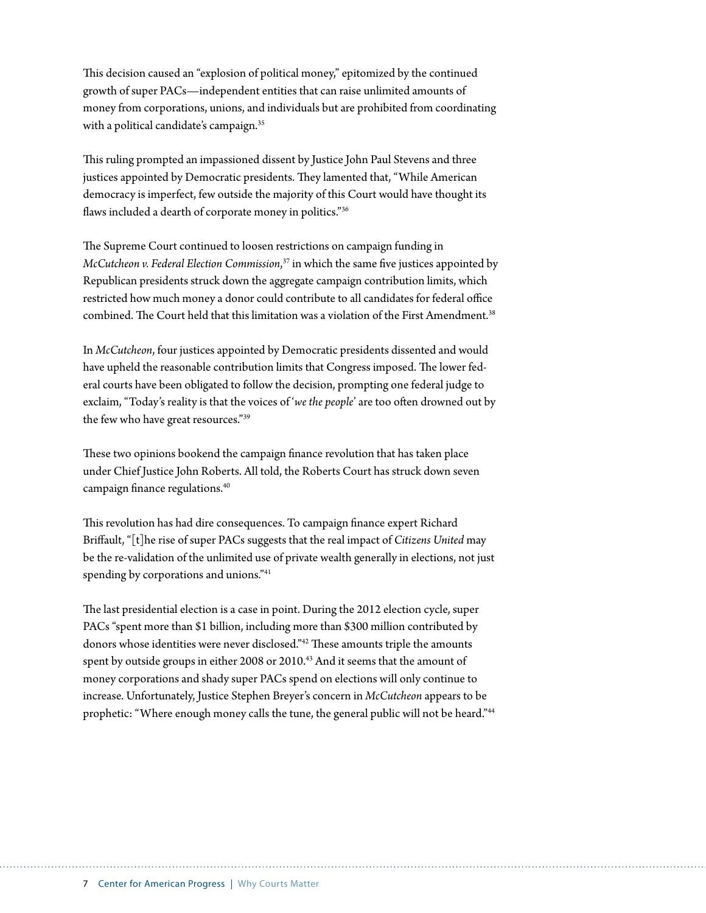This decision caused an "explosion of political money," epitomized by the continued growth of super PACs—independent entities that can raise unlimited amounts of money from corporations, unions, and individuals but are prohibited from coordinating with a political candidate's campaign.[35]

This ruling prompted an impassioned dissent by Justice John Paul Stevens and three justices appointed by Democratic presidents. They lamented that, "While American democracy is imperfect, few outside the majority of this Court would have thought its flaws included a dearth of corporate money in politics."[36]

The Supreme Court continued to loosen restrictions on campaign funding in *McCutcheon v. Federal Election Commission*,[37] in which the same five justices appointed by Republican presidents struck down the aggregate campaign contribution limits, which restricted how much money a donor could contribute to all candidates for federal office combined. The Court held that this limitation was a violation of the First Amendment.[38]

In *McCutcheon*, four justices appointed by Democratic presidents dissented and would have upheld the reasonable contribution limits that Congress imposed. The lower federal courts have been obligated to follow the decision, prompting one federal judge to exclaim, "Today's reality is that the voices of '*we the people*' are too often drowned out by the few who have great resources."[39]

These two opinions bookend the campaign finance revolution that has taken place under Chief Justice John Roberts. All told, the Roberts Court has struck down seven campaign finance regulations.[40]

This revolution has had dire consequences. To campaign finance expert Richard Briffault, "[t]he rise of super PACs suggests that the real impact of *Citizens United* may be the re-validation of the unlimited use of private wealth generally in elections, not just spending by corporations and unions."[41]

The last presidential election is a case in point. During the 2012 election cycle, super PACs "spent more than $1 billion, including more than $300 million contributed by donors whose identities were never disclosed."[42] These amounts triple the amounts spent by outside groups in either 2008 or 2010.[43] And it seems that the amount of money corporations and shady super PACs spend on elections will only continue to increase. Unfortunately, Justice Stephen Breyer's concern in *McCutcheon* appears to be prophetic: "Where enough money calls the tune, the general public will not be heard."[44]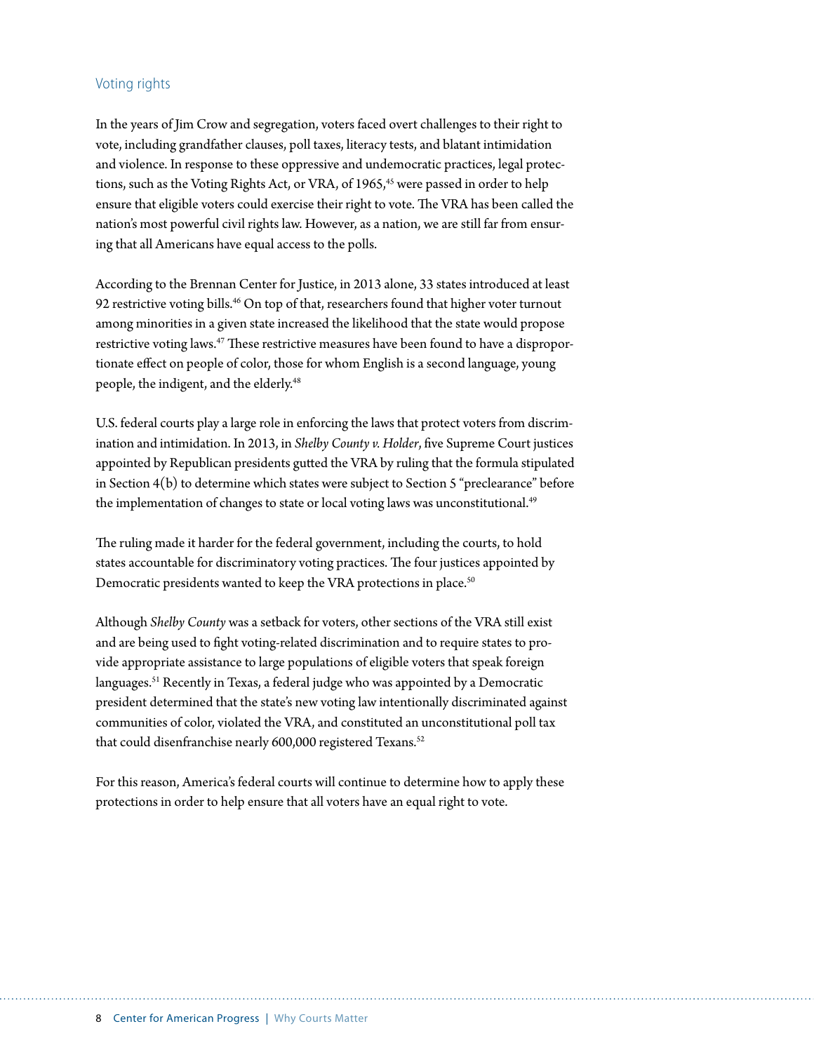## Voting rights

In the years of Jim Crow and segregation, voters faced overt challenges to their right to vote, including grandfather clauses, poll taxes, literacy tests, and blatant intimidation and violence. In response to these oppressive and undemocratic practices, legal protections, such as the Voting Rights Act, or VRA, of 1965,[45] were passed in order to help ensure that eligible voters could exercise their right to vote. The VRA has been called the nation's most powerful civil rights law. However, as a nation, we are still far from ensuring that all Americans have equal access to the polls.

According to the Brennan Center for Justice, in 2013 alone, 33 states introduced at least 92 restrictive voting bills.[46] On top of that, researchers found that higher voter turnout among minorities in a given state increased the likelihood that the state would propose restrictive voting laws.[47] These restrictive measures have been found to have a disproportionate effect on people of color, those for whom English is a second language, young people, the indigent, and the elderly.[48]

U.S. federal courts play a large role in enforcing the laws that protect voters from discrimination and intimidation. In 2013, in *Shelby County v. Holder*, five Supreme Court justices appointed by Republican presidents gutted the VRA by ruling that the formula stipulated in Section 4(b) to determine which states were subject to Section 5 "preclearance" before the implementation of changes to state or local voting laws was unconstitutional.[49]

The ruling made it harder for the federal government, including the courts, to hold states accountable for discriminatory voting practices. The four justices appointed by Democratic presidents wanted to keep the VRA protections in place.[50]

Although *Shelby County* was a setback for voters, other sections of the VRA still exist and are being used to fight voting-related discrimination and to require states to provide appropriate assistance to large populations of eligible voters that speak foreign languages.[51] Recently in Texas, a federal judge who was appointed by a Democratic president determined that the state's new voting law intentionally discriminated against communities of color, violated the VRA, and constituted an unconstitutional poll tax that could disenfranchise nearly 600,000 registered Texans.[52]

For this reason, America's federal courts will continue to determine how to apply these protections in order to help ensure that all voters have an equal right to vote.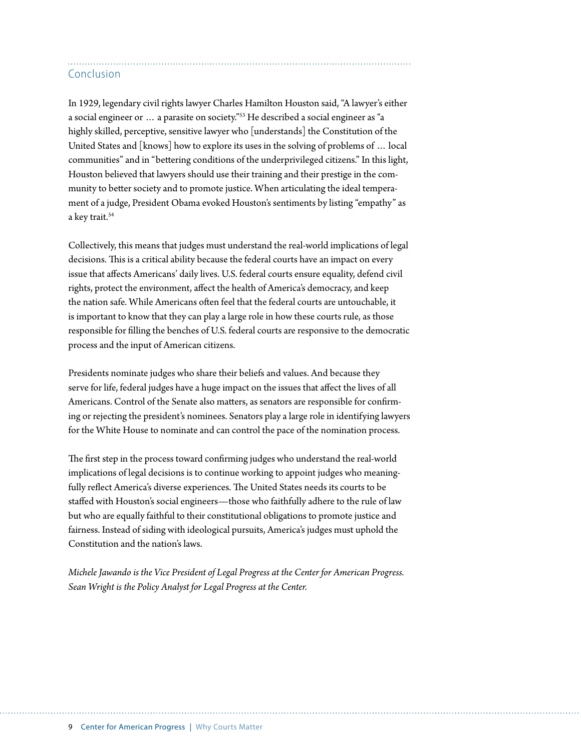## Conclusion

In 1929, legendary civil rights lawyer Charles Hamilton Houston said, "A lawyer's either a social engineer or … a parasite on society."[53] He described a social engineer as "a highly skilled, perceptive, sensitive lawyer who [understands] the Constitution of the United States and [knows] how to explore its uses in the solving of problems of … local communities" and in "bettering conditions of the underprivileged citizens." In this light, Houston believed that lawyers should use their training and their prestige in the community to better society and to promote justice. When articulating the ideal temperament of a judge, President Obama evoked Houston's sentiments by listing "empathy" as a key trait.[54]

Collectively, this means that judges must understand the real-world implications of legal decisions. This is a critical ability because the federal courts have an impact on every issue that affects Americans' daily lives. U.S. federal courts ensure equality, defend civil rights, protect the environment, affect the health of America's democracy, and keep the nation safe. While Americans often feel that the federal courts are untouchable, it is important to know that they can play a large role in how these courts rule, as those responsible for filling the benches of U.S. federal courts are responsive to the democratic process and the input of American citizens.

Presidents nominate judges who share their beliefs and values. And because they serve for life, federal judges have a huge impact on the issues that affect the lives of all Americans. Control of the Senate also matters, as senators are responsible for confirming or rejecting the president's nominees. Senators play a large role in identifying lawyers for the White House to nominate and can control the pace of the nomination process.

The first step in the process toward confirming judges who understand the real-world implications of legal decisions is to continue working to appoint judges who meaningfully reflect America's diverse experiences. The United States needs its courts to be staffed with Houston's social engineers—those who faithfully adhere to the rule of law but who are equally faithful to their constitutional obligations to promote justice and fairness. Instead of siding with ideological pursuits, America's judges must uphold the Constitution and the nation's laws.

*Michele Jawando is the Vice President of Legal Progress at the Center for American Progress. Sean Wright is the Policy Analyst for Legal Progress at the Center.*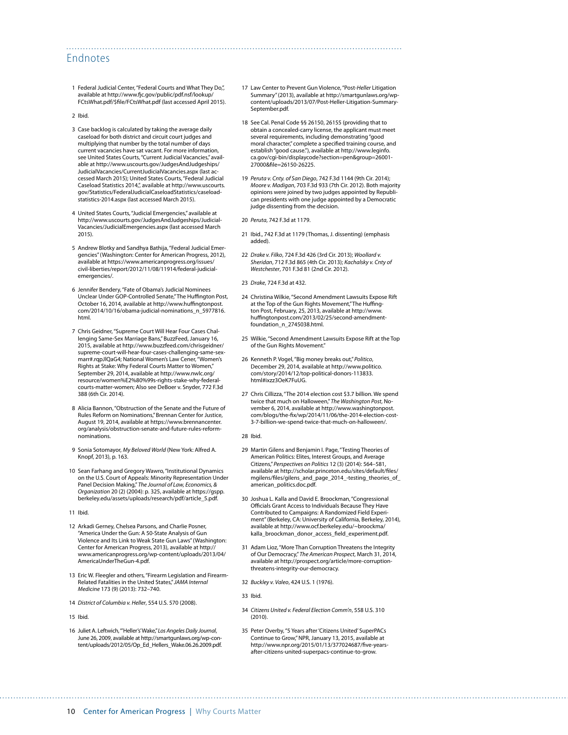## Endnotes

1. Federal Judicial Center, "Federal Courts and What They Do,", available at http://www.fjc.gov/public/pdf.nsf/lookup/FCtsWhat.pdf/$file/FCtsWhat.pdf (last accessed April 2015).
2. Ibid.
3. Case backlog is calculated by taking the average daily caseload for both district and circuit court judges and multiplying that number by the total number of days current vacancies have sat vacant. For more information, see United States Courts, "Current Judicial Vacancies," available at http://www.uscourts.gov/JudgesAndJudgeships/JudicialVacancies/CurrentJudicialVacancies.aspx (last accessed March 2015); United States Courts, "Federal Judicial Caseload Statistics 2014,", available at http://www.uscourts.gov/Statistics/FederalJudicialCaseloadStatistics/caseload-statistics-2014.aspx (last accessed March 2015).
4. United States Courts, "Judicial Emergencies," available at http://www.uscourts.gov/JudgesAndJudgeships/JudicialVacancies/JudicialEmergencies.aspx (last accessed March 2015).
5. Andrew Blotky and Sandhya Bathija, "Federal Judicial Emergencies" (Washington: Center for American Progress, 2012), available at https://www.americanprogress.org/issues/civil-liberties/report/2012/11/08/11914/federal-judicial-emergencies/.
6. Jennifer Bendery, "Fate of Obama's Judicial Nominees Unclear Under GOP-Controlled Senate," The Huffington Post, October 16, 2014, available at http://www.huffingtonpost.com/2014/10/16/obama-judicial-nominations_n_5977816.html.
7. Chris Geidner, "Supreme Court Will Hear Four Cases Challenging Same-Sex Marriage Bans," BuzzFeed, January 16, 2015, available at http://www.buzzfeed.com/chrisgeidner/supreme-court-will-hear-four-cases-challenging-same-sex-marr#.rqpJlQaG4; National Women's Law Cener, "Women's Rights at Stake: Why Federal Courts Matter to Women," September 29, 2014, available at http://www.nwlc.org/resource/women%E2%80%99s-rights-stake-why-federal-courts-matter-women; Also see DeBoer v. Snyder, 772 F.3d 388 (6th Cir. 2014).
8. Alicia Bannon, "Obstruction of the Senate and the Future of Rules Reform on Nominations," Brennan Center for Justice, August 19, 2014, available at https://www.brennancenter.org/analysis/obstruction-senate-and-future-rules-reform-nominations.
9. Sonia Sotomayor, *My Beloved World* (New York: Alfred A. Knopf, 2013), p. 163.
10. Sean Farhang and Gregory Wawro, "Institutional Dynamics on the U.S. Court of Appeals: Minority Representation Under Panel Decision Making," *The Journal of Law, Economics, & Organization* 20 (2) (2004): p. 325, available at https://gspp.berkeley.edu/assets/uploads/research/pdf/article_5.pdf.
11. Ibid.
12. Arkadi Gerney, Chelsea Parsons, and Charlie Posner, "America Under the Gun: A 50-State Analysis of Gun Violence and Its Link to Weak State Gun Laws" (Washington: Center for American Progress, 2013), available at http://www.americanprogress.org/wp-content/uploads/2013/04/AmericaUnderTheGun-4.pdf.
13. Eric W. Fleegler and others, "Firearm Legislation and Firearm-Related Fatalities in the United States," *JAMA Internal Medicine* 173 (9) (2013): 732–740.
14. *District of Columbia v. Heller*, 554 U.S. 570 (2008).
15. Ibid.
16. Juliet A. Leftwich, "'Heller's' Wake," *Los Angeles Daily Journal*, June 26, 2009, available at http://smartgunlaws.org/wp-content/uploads/2012/05/Op_Ed_Hellers_Wake.06.26.2009.pdf.
17. Law Center to Prevent Gun Violence, "Post-*Heller* Litigation Summary" (2013), available at http://smartgunlaws.org/wp-content/uploads/2013/07/Post-Heller-Litigation-Summary-September.pdf.
18. See Cal. Penal Code §§ 26150, 26155 (providing that to obtain a concealed-carry license, the applicant must meet several requirements, including demonstrating "good moral character," complete a specified training course, and establish "good cause."), available at http://www.leginfo.ca.gov/cgi-bin/displaycode?section=pen&group=26001-27000&file=26150-26225.
19. *Peruta v. Cnty. of San Diego*, 742 F.3d 1144 (9th Cir. 2014); *Moore v. Madigan*, 703 F.3d 933 (7th Cir. 2012). Both majority opinions were joined by two judges appointed by Republican presidents with one judge appointed by a Democratic judge dissenting from the decision.
20. *Peruta*, 742 F.3d at 1179.
21. Ibid., 742 F.3d at 1179 (Thomas, J. dissenting) (emphasis added).
22. *Drake v. Filko*, 724 F.3d 426 (3rd Cir. 2013); *Woollard v. Sheridan*, 712 F.3d 865 (4th Cir. 2013); *Kachalsky v. Cnty of Westchester*, 701 F.3d 81 (2nd Cir. 2012).
23. *Drake*, 724 F.3d at 432.
24. Christina Wilkie, "Second Amendment Lawsuits Expose Rift at the Top of the Gun Rights Movement," The Huffington Post, February, 25, 2013, available at http://www.huffingtonpost.com/2013/02/25/second-amendment-foundation_n_2745038.html.
25. Wilkie, "Second Amendment Lawsuits Expose Rift at the Top of the Gun Rights Movement."
26. Kenneth P. Vogel, "Big money breaks out," *Politico*, December 29, 2014, available at http://www.politico.com/story/2014/12/top-political-donors-113833.html#ixzz3OeK7FuUG.
27. Chris Cillizza, "The 2014 election cost $3.7 billion. We spend twice that much on Halloween," *The Washington Post*, November 6, 2014, available at http://www.washingtonpost.com/blogs/the-fix/wp/2014/11/06/the-2014-election-cost-3-7-billion-we-spend-twice-that-much-on-halloween/.
28. Ibid.
29. Martin Gilens and Benjamin I. Page, "Testing Theories of American Politics: Elites, Interest Groups, and Average Citizens," *Perspectives on Politics* 12 (3) (2014): 564–581, available at http://scholar.princeton.edu/sites/default/files/mgilens/files/gilens_and_page_2014_-testing_theories_of_american_politics.doc.pdf.
30. Joshua L. Kalla and David E. Broockman, "Congressional Officials Grant Access to Individuals Because They Have Contributed to Campaigns: A Randomized Field Experiment" (Berkeley, CA: University of California, Berkeley, 2014), available at http://www.ocf.berkeley.edu/~broockma/kalla_broockman_donor_access_field_experiment.pdf.
31. Adam Lioz, "More Than Corruption Threatens the Integrity of Our Democracy," *The American Prospect*, March 31, 2014, available at http://prospect.org/article/more-corruption-threatens-integrity-our-democracy.
32. *Buckley v. Valeo*, 424 U.S. 1 (1976).
33. Ibid.
34. *Citizens United v. Federal Election Comm'n*, 558 U.S. 310 (2010).
35. Peter Overby, "5 Years after 'Citizens United' SuperPACs Continue to Grow," NPR, January 13, 2015, available at http://www.npr.org/2015/01/13/377024687/five-years-after-citizens-united-superpacs-continue-to-grow.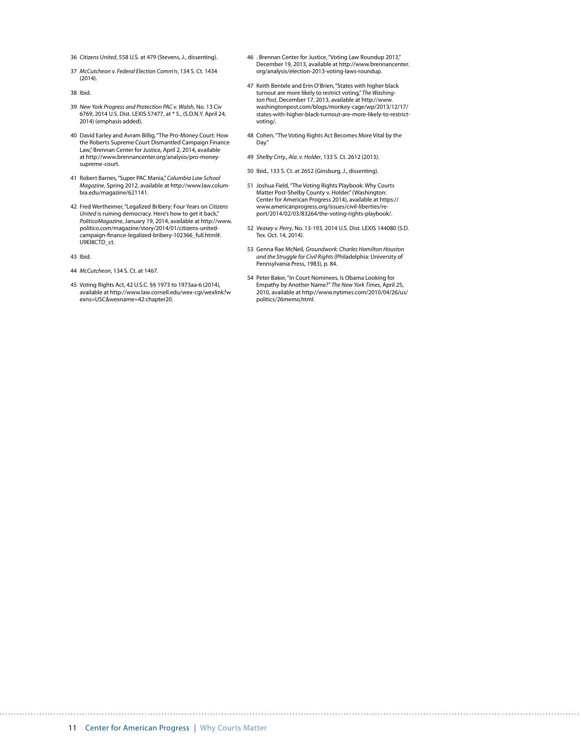36 *Citizens United*, 558 U.S. at 479 (Stevens, J., dissenting).

37 *McCutcheon v. Federal Election Comm'n*, 134 S. Ct. 1434 (2014).

38 Ibid.

39 *New York Progress and Protection PAC v. Walsh*, No. 13 Civ 6769, 2014 U.S. Dist. LEXIS 57477, at * 5., (S.D.N.Y. April 24, 2014) (emphasis added).

40 David Earley and Avram Billig, "The Pro-Money Court: How the Roberts Supreme Court Dismantled Campaign Finance Law," Brennan Center for Justice, April 2, 2014, available at http://www.brennancenter.org/analysis/pro-money-supreme-court.

41 Robert Barnes, "Super PAC Mania," *Columbia Law School Magazine*, Spring 2012, available at http://www.law.columbia.edu/magazine/621141.

42 Fred Wertheimer, "Legalized Bribery: Four Years on *Citizens United* is ruining democracy. Here's how to get it back," *PoliticoMagazine*, January 19, 2014, available at http://www.politico.com/magazine/story/2014/01/citizens-united-campaign-finance-legalized-bribery-102366_full.html#.U9El8CTD_ct.

43 Ibid.

44 *McCutcheon*, 134 S. Ct. at 1467.

45 Voting Rights Act, 42 U.S.C. §§ 1973 to 1973aa-6 (2014), available at http://www.law.cornell.edu/wex-cgi/wexlink?wexns=USC&wexname=42:chapter20.

46 . Brennan Center for Justice, "Voting Law Roundup 2013," December 19, 2013, available at http://www.brennancenter.org/analysis/election-2013-voting-laws-roundup.

47 Keith Bentele and Erin O'Brien, "States with higher black turnout are more likely to restrict voting," *The Washington Post*, December 17, 2013, available at http://www.washingtonpost.com/blogs/monkey-cage/wp/2013/12/17/states-with-higher-black-turnout-are-more-likely-to-restrict-voting/.

48 Cohen, "The Voting Rights Act Becomes More Vital by the Day."

49 *Shelby Cnty., Ala. v. Holder*, 133 S. Ct. 2612 (2013).

50 Ibid., 133 S. Ct. at 2652 (Ginsburg, J., dissenting).

51 Joshua Field, "The Voting Rights Playbook: Why Courts Matter Post-Shelby County v. Holder." (Washington: Center for American Progress 2014), available at https://www.americanprogress.org/issues/civil-liberties/report/2014/02/03/83264/the-voting-rights-playbook/.

52 *Veasey v. Perry*, No. 13-193, 2014 U.S. Dist. LEXIS 144080 (S.D. Tex. Oct. 14, 2014).

53 Genna Rae McNeil, *Groundwork: Charles Hamilton Houston and the Struggle for Civil Rights* (Philadelphia: University of Pennsylvania Press, 1983), p. 84.

54 Peter Baker, "In Court Nominees, Is Obama Looking for Empathy by Another Name?" *The New York Times*, April 25, 2010, available at http://www.nytimes.com/2010/04/26/us/politics/26memo.html.